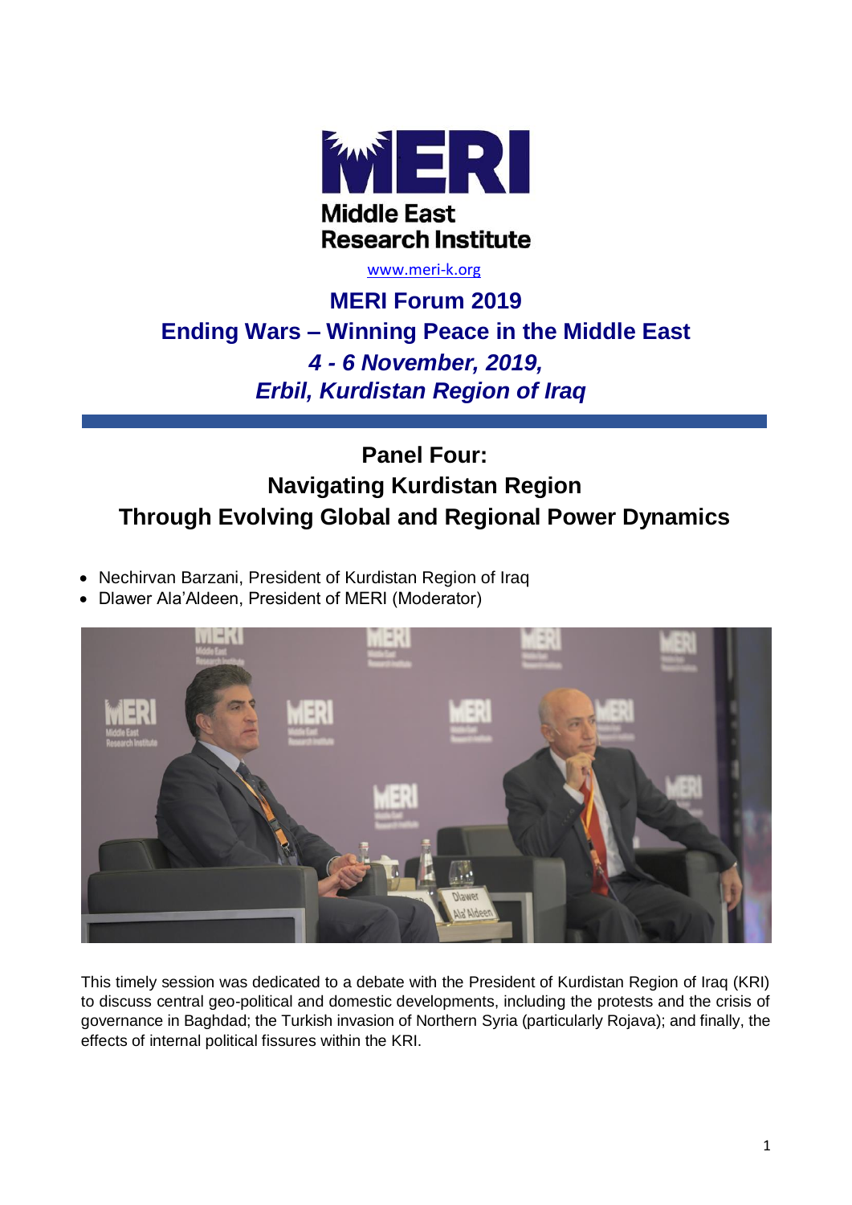Middle East Research Institute

www.meri-k.org

# MERI Forum 2019

## Ending Wars – Winning Peace in the Middle East

***4 - 6 November, 2019,***

***Erbil, Kurdistan Region of Iraq***

## Panel Four: Navigating Kurdistan Region Through Evolving Global and Regional Power Dynamics

- Nechirvan Barzani, President of Kurdistan Region of Iraq
- Dlawer Ala'Aldeen, President of MERI (Moderator)

This timely session was dedicated to a debate with the President of Kurdistan Region of Iraq (KRI) to discuss central geo-political and domestic developments, including the protests and the crisis of governance in Baghdad; the Turkish invasion of Northern Syria (particularly Rojava); and finally, the effects of internal political fissures within the KRI.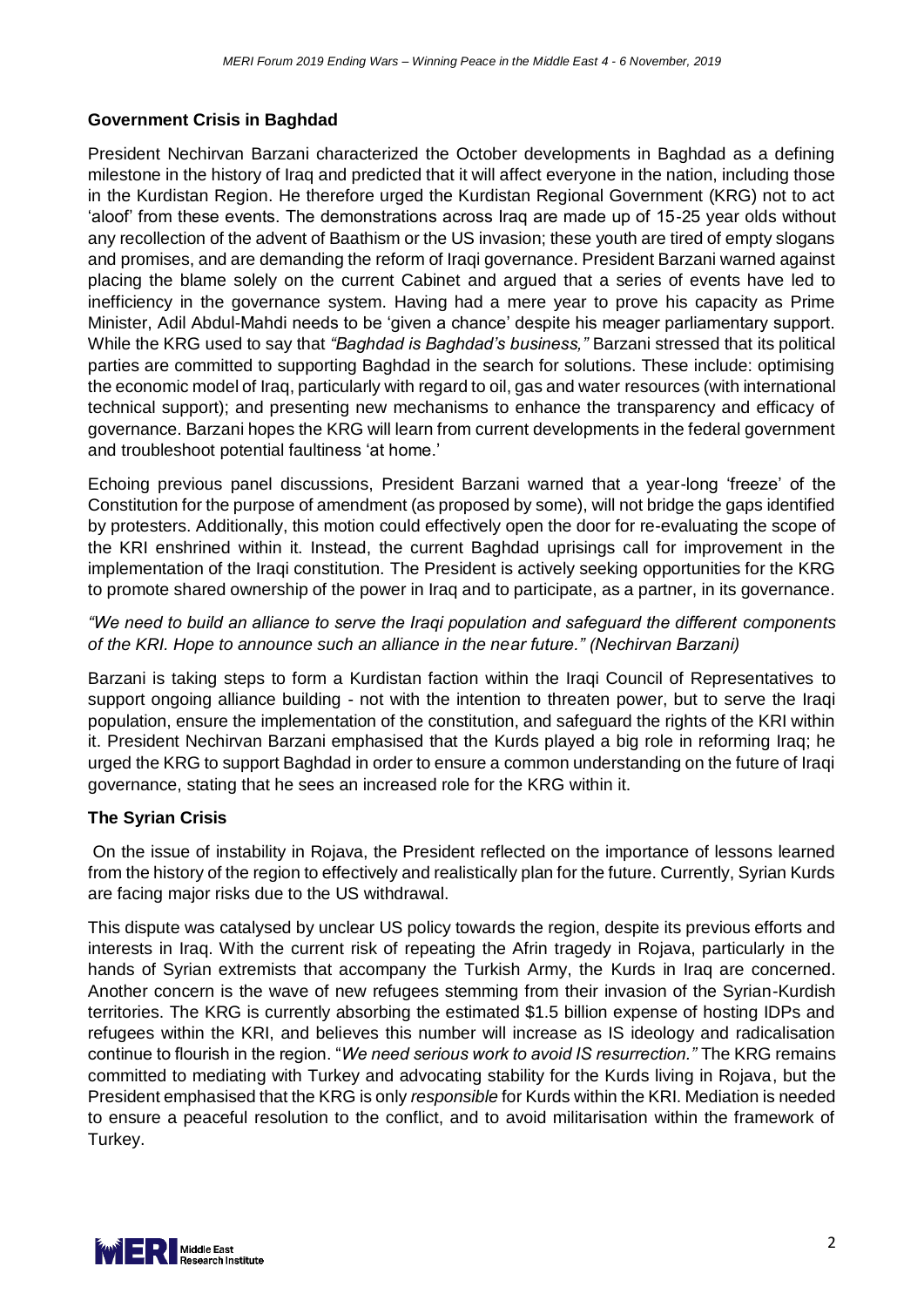### Government Crisis in Baghdad

President Nechirvan Barzani characterized the October developments in Baghdad as a defining milestone in the history of Iraq and predicted that it will affect everyone in the nation, including those in the Kurdistan Region. He therefore urged the Kurdistan Regional Government (KRG) not to act 'aloof' from these events. The demonstrations across Iraq are made up of 15-25 year olds without any recollection of the advent of Baathism or the US invasion; these youth are tired of empty slogans and promises, and are demanding the reform of Iraqi governance. President Barzani warned against placing the blame solely on the current Cabinet and argued that a series of events have led to inefficiency in the governance system. Having had a mere year to prove his capacity as Prime Minister, Adil Abdul-Mahdi needs to be 'given a chance' despite his meager parliamentary support. While the KRG used to say that *"Baghdad is Baghdad's business,"* Barzani stressed that its political parties are committed to supporting Baghdad in the search for solutions. These include: optimising the economic model of Iraq, particularly with regard to oil, gas and water resources (with international technical support); and presenting new mechanisms to enhance the transparency and efficacy of governance. Barzani hopes the KRG will learn from current developments in the federal government and troubleshoot potential faultiness 'at home.'

Echoing previous panel discussions, President Barzani warned that a year-long 'freeze' of the Constitution for the purpose of amendment (as proposed by some), will not bridge the gaps identified by protesters. Additionally, this motion could effectively open the door for re-evaluating the scope of the KRI enshrined within it. Instead, the current Baghdad uprisings call for improvement in the implementation of the Iraqi constitution. The President is actively seeking opportunities for the KRG to promote shared ownership of the power in Iraq and to participate, as a partner, in its governance.

*"We need to build an alliance to serve the Iraqi population and safeguard the different components of the KRI. Hope to announce such an alliance in the near future." (Nechirvan Barzani)*

Barzani is taking steps to form a Kurdistan faction within the Iraqi Council of Representatives to support ongoing alliance building - not with the intention to threaten power, but to serve the Iraqi population, ensure the implementation of the constitution, and safeguard the rights of the KRI within it. President Nechirvan Barzani emphasised that the Kurds played a big role in reforming Iraq; he urged the KRG to support Baghdad in order to ensure a common understanding on the future of Iraqi governance, stating that he sees an increased role for the KRG within it.

### The Syrian Crisis

On the issue of instability in Rojava, the President reflected on the importance of lessons learned from the history of the region to effectively and realistically plan for the future. Currently, Syrian Kurds are facing major risks due to the US withdrawal.

This dispute was catalysed by unclear US policy towards the region, despite its previous efforts and interests in Iraq. With the current risk of repeating the Afrin tragedy in Rojava, particularly in the hands of Syrian extremists that accompany the Turkish Army, the Kurds in Iraq are concerned. Another concern is the wave of new refugees stemming from their invasion of the Syrian-Kurdish territories. The KRG is currently absorbing the estimated $1.5 billion expense of hosting IDPs and refugees within the KRI, and believes this number will increase as IS ideology and radicalisation continue to flourish in the region. "*We need serious work to avoid IS resurrection."* The KRG remains committed to mediating with Turkey and advocating stability for the Kurds living in Rojava, but the President emphasised that the KRG is only *responsible* for Kurds within the KRI. Mediation is needed to ensure a peaceful resolution to the conflict, and to avoid militarisation within the framework of Turkey.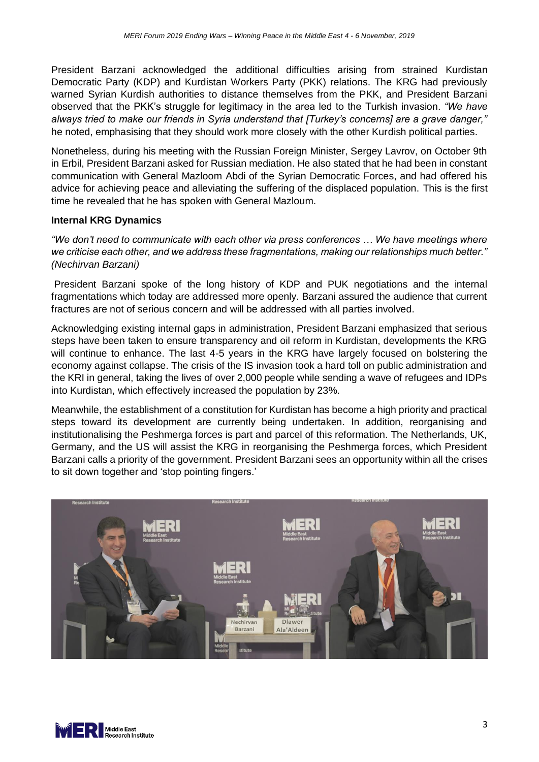President Barzani acknowledged the additional difficulties arising from strained Kurdistan Democratic Party (KDP) and Kurdistan Workers Party (PKK) relations. The KRG had previously warned Syrian Kurdish authorities to distance themselves from the PKK, and President Barzani observed that the PKK's struggle for legitimacy in the area led to the Turkish invasion. *"We have always tried to make our friends in Syria understand that [Turkey's concerns] are a grave danger,"* he noted, emphasising that they should work more closely with the other Kurdish political parties.

Nonetheless, during his meeting with the Russian Foreign Minister, Sergey Lavrov, on October 9th in Erbil, President Barzani asked for Russian mediation. He also stated that he had been in constant communication with General Mazloom Abdi of the Syrian Democratic Forces, and had offered his advice for achieving peace and alleviating the suffering of the displaced population. This is the first time he revealed that he has spoken with General Mazloum.

**Internal KRG Dynamics**

*"We don't need to communicate with each other via press conferences … We have meetings where we criticise each other, and we address these fragmentations, making our relationships much better." (Nechirvan Barzani)*

President Barzani spoke of the long history of KDP and PUK negotiations and the internal fragmentations which today are addressed more openly. Barzani assured the audience that current fractures are not of serious concern and will be addressed with all parties involved.

Acknowledging existing internal gaps in administration, President Barzani emphasized that serious steps have been taken to ensure transparency and oil reform in Kurdistan, developments the KRG will continue to enhance. The last 4-5 years in the KRG have largely focused on bolstering the economy against collapse. The crisis of the IS invasion took a hard toll on public administration and the KRI in general, taking the lives of over 2,000 people while sending a wave of refugees and IDPs into Kurdistan, which effectively increased the population by 23%.

Meanwhile, the establishment of a constitution for Kurdistan has become a high priority and practical steps toward its development are currently being undertaken. In addition, reorganising and institutionalising the Peshmerga forces is part and parcel of this reformation. The Netherlands, UK, Germany, and the US will assist the KRG in reorganising the Peshmerga forces, which President Barzani calls a priority of the government. President Barzani sees an opportunity within all the crises to sit down together and 'stop pointing fingers.'